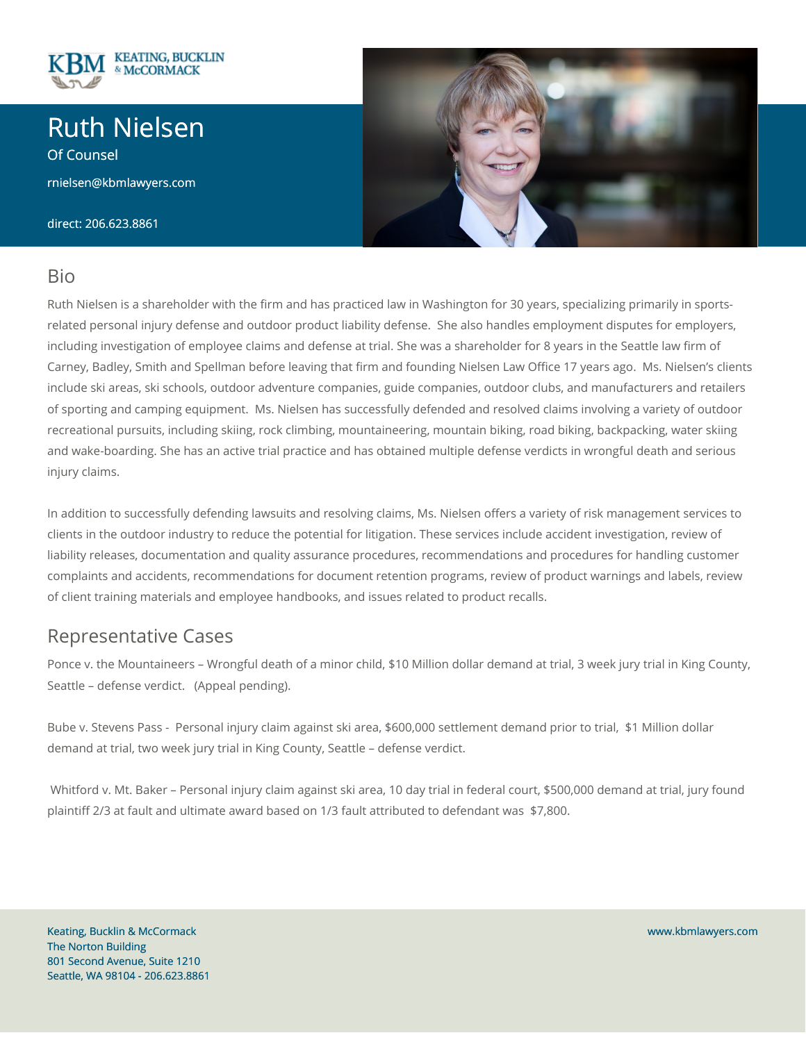KEATING, BUCKLIN & McCORMACK

# Ruth Nielsen

Of Counsel

rnielsen@kbmlawyers.com

direct: 206.623.8861

## Bio

Ruth Nielsen is a shareholder with the firm and has practiced law in Washington for 30 years, specializing primarily in sports-related personal injury defense and outdoor product liability defense. She also handles employment disputes for employers, including investigation of employee claims and defense at trial. She was a shareholder for 8 years in the Seattle law firm of Carney, Badley, Smith and Spellman before leaving that firm and founding Nielsen Law Office 17 years ago. Ms. Nielsen's clients include ski areas, ski schools, outdoor adventure companies, guide companies, outdoor clubs, and manufacturers and retailers of sporting and camping equipment. Ms. Nielsen has successfully defended and resolved claims involving a variety of outdoor recreational pursuits, including skiing, rock climbing, mountaineering, mountain biking, road biking, backpacking, water skiing and wake-boarding. She has an active trial practice and has obtained multiple defense verdicts in wrongful death and serious injury claims.

In addition to successfully defending lawsuits and resolving claims, Ms. Nielsen offers a variety of risk management services to clients in the outdoor industry to reduce the potential for litigation. These services include accident investigation, review of liability releases, documentation and quality assurance procedures, recommendations and procedures for handling customer complaints and accidents, recommendations for document retention programs, review of product warnings and labels, review of client training materials and employee handbooks, and issues related to product recalls.

## Representative Cases

Ponce v. the Mountaineers – Wrongful death of a minor child, $10 Million dollar demand at trial, 3 week jury trial in King County, Seattle – defense verdict. (Appeal pending).

Bube v. Stevens Pass - Personal injury claim against ski area, $600,000 settlement demand prior to trial, $1 Million dollar demand at trial, two week jury trial in King County, Seattle – defense verdict.

Whitford v. Mt. Baker – Personal injury claim against ski area, 10 day trial in federal court, $500,000 demand at trial, jury found plaintiff 2/3 at fault and ultimate award based on 1/3 fault attributed to defendant was $7,800.

Keating, Bucklin & McCormack
The Norton Building
801 Second Avenue, Suite 1210
Seattle, WA 98104 - 206.623.8861

www.kbmlawyers.com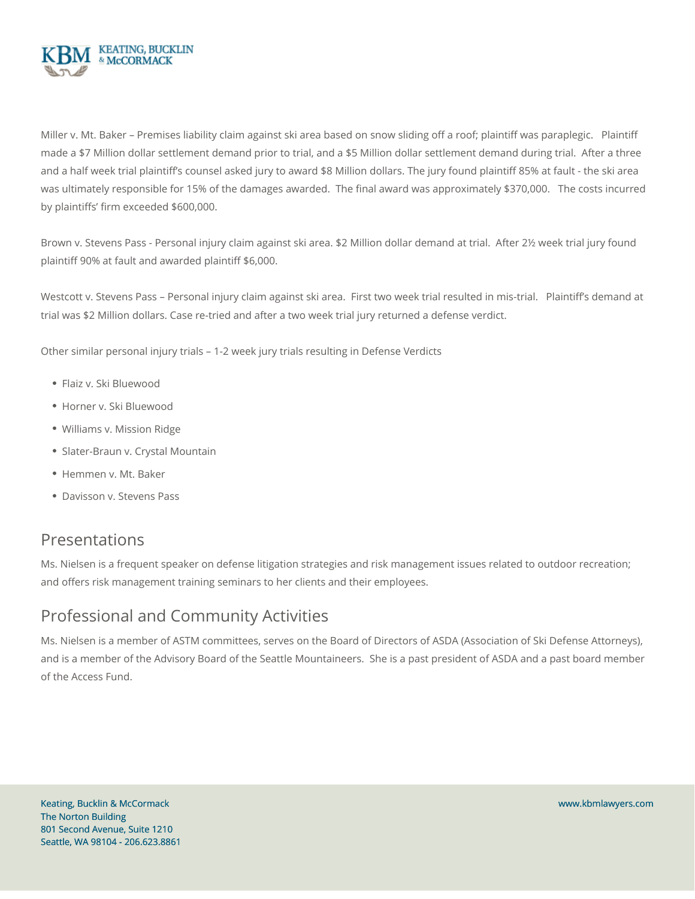Miller v. Mt. Baker – Premises liability claim against ski area based on snow sliding off a roof; plaintiff was paraplegic. Plaintiff made a $7 Million dollar settlement demand prior to trial, and a $5 Million dollar settlement demand during trial. After a three and a half week trial plaintiff's counsel asked jury to award $8 Million dollars. The jury found plaintiff 85% at fault - the ski area was ultimately responsible for 15% of the damages awarded. The final award was approximately $370,000. The costs incurred by plaintiffs' firm exceeded $600,000.

Brown v. Stevens Pass - Personal injury claim against ski area. $2 Million dollar demand at trial. After 2½ week trial jury found plaintiff 90% at fault and awarded plaintiff $6,000.

Westcott v. Stevens Pass – Personal injury claim against ski area. First two week trial resulted in mis-trial. Plaintiff's demand at trial was $2 Million dollars. Case re-tried and after a two week trial jury returned a defense verdict.

Other similar personal injury trials – 1-2 week jury trials resulting in Defense Verdicts

- Flaiz v. Ski Bluewood
- Horner v. Ski Bluewood
- Williams v. Mission Ridge
- Slater-Braun v. Crystal Mountain
- Hemmen v. Mt. Baker
- Davisson v. Stevens Pass

## Presentations

Ms. Nielsen is a frequent speaker on defense litigation strategies and risk management issues related to outdoor recreation; and offers risk management training seminars to her clients and their employees.

## Professional and Community Activities

Ms. Nielsen is a member of ASTM committees, serves on the Board of Directors of ASDA (Association of Ski Defense Attorneys), and is a member of the Advisory Board of the Seattle Mountaineers. She is a past president of ASDA and a past board member of the Access Fund.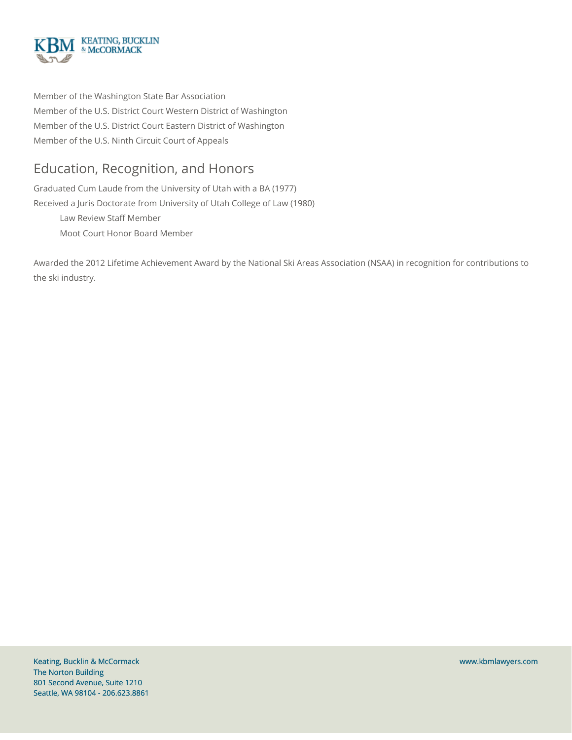Member of the Washington State Bar Association
Member of the U.S. District Court Western District of Washington
Member of the U.S. District Court Eastern District of Washington
Member of the U.S. Ninth Circuit Court of Appeals

## Education, Recognition, and Honors

Graduated Cum Laude from the University of Utah with a BA (1977)
Received a Juris Doctorate from University of Utah College of Law (1980)

- Law Review Staff Member
- Moot Court Honor Board Member

Awarded the 2012 Lifetime Achievement Award by the National Ski Areas Association (NSAA) in recognition for contributions to the ski industry.